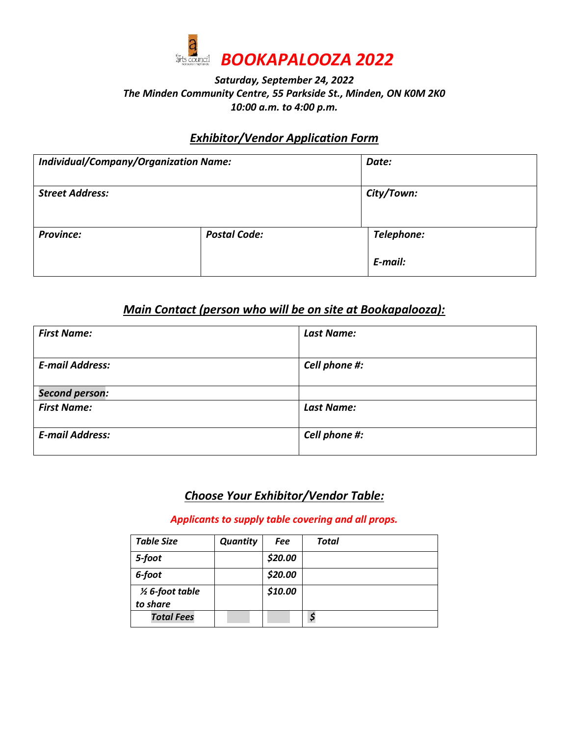# BOOKAPALOOZA 2022

***Saturday, September 24, 2022***
***The Minden Community Centre, 55 Parkside St., Minden, ON K0M 2K0***
***10:00 a.m. to 4:00 p.m.***

## *Exhibitor/Vendor Application Form*

| ***Individual/Company/Organization Name:*** | | ***Date:*** |
|---|---|---|
| ***Street Address:*** | | ***City/Town:*** |
| ***Province:*** | ***Postal Code:*** | ***Telephone:*** <br> ***E-mail:*** |

## *Main Contact (person who will be on site at Bookapalooza):*

| ***First Name:*** | ***Last Name:*** |
|---|---|
| ***E-mail Address:*** | ***Cell phone #:*** |
| ***Second person:*** | |
| ***First Name:*** | ***Last Name:*** |
| ***E-mail Address:*** | ***Cell phone #:*** |

## *Choose Your Exhibitor/Vendor Table:*

***Applicants to supply table covering and all props.***

| *Table Size* | *Quantity* | *Fee* | *Total* |
|---|---|---|---|
| ***5-foot*** | | ***$20.00*** | |
| ***6-foot*** | | ***$20.00*** | |
| ***½ 6-foot table to share*** | | ***$10.00*** | |
| ***Total Fees*** | | | ***$*** |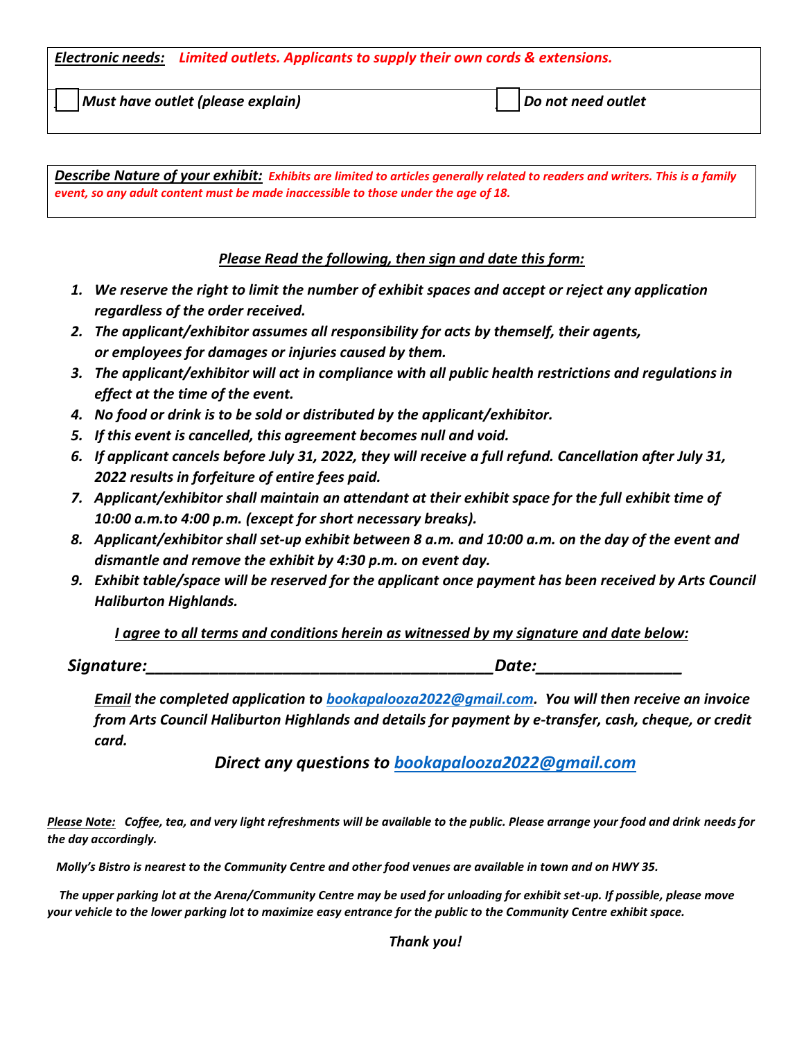***Electronic needs:*** ***Limited outlets. Applicants to supply their own cords & extensions.***

| | |
|---|---|
| ☐ ***Must have outlet (please explain)*** | ☐ ***Do not need outlet*** |

***Describe Nature of your exhibit:*** ***Exhibits are limited to articles generally related to readers and writers. This is a family event, so any adult content must be made inaccessible to those under the age of 18.***

***Please Read the following, then sign and date this form:***

1. ***We reserve the right to limit the number of exhibit spaces and accept or reject any application regardless of the order received.***
2. ***The applicant/exhibitor assumes all responsibility for acts by themself, their agents, or employees for damages or injuries caused by them.***
3. ***The applicant/exhibitor will act in compliance with all public health restrictions and regulations in effect at the time of the event.***
4. ***No food or drink is to be sold or distributed by the applicant/exhibitor.***
5. ***If this event is cancelled, this agreement becomes null and void.***
6. ***If applicant cancels before July 31, 2022, they will receive a full refund. Cancellation after July 31, 2022 results in forfeiture of entire fees paid.***
7. ***Applicant/exhibitor shall maintain an attendant at their exhibit space for the full exhibit time of 10:00 a.m.to 4:00 p.m. (except for short necessary breaks).***
8. ***Applicant/exhibitor shall set-up exhibit between 8 a.m. and 10:00 a.m. on the day of the event and dismantle and remove the exhibit by 4:30 p.m. on event day.***
9. ***Exhibit table/space will be reserved for the applicant once payment has been received by Arts Council Haliburton Highlands.***

***I agree to all terms and conditions herein as witnessed by my signature and date below:***

***Signature:_______________________________________Date:________________***

***Email the completed application to bookapalooza2022@gmail.com. You will then receive an invoice from Arts Council Haliburton Highlands and details for payment by e-transfer, cash, cheque, or credit card.***

***Direct any questions to bookapalooza2022@gmail.com***

***Please Note:*** ***Coffee, tea, and very light refreshments will be available to the public. Please arrange your food and drink needs for the day accordingly.***

***Molly's Bistro is nearest to the Community Centre and other food venues are available in town and on HWY 35.***

***The upper parking lot at the Arena/Community Centre may be used for unloading for exhibit set-up. If possible, please move your vehicle to the lower parking lot to maximize easy entrance for the public to the Community Centre exhibit space.***

***Thank you!***